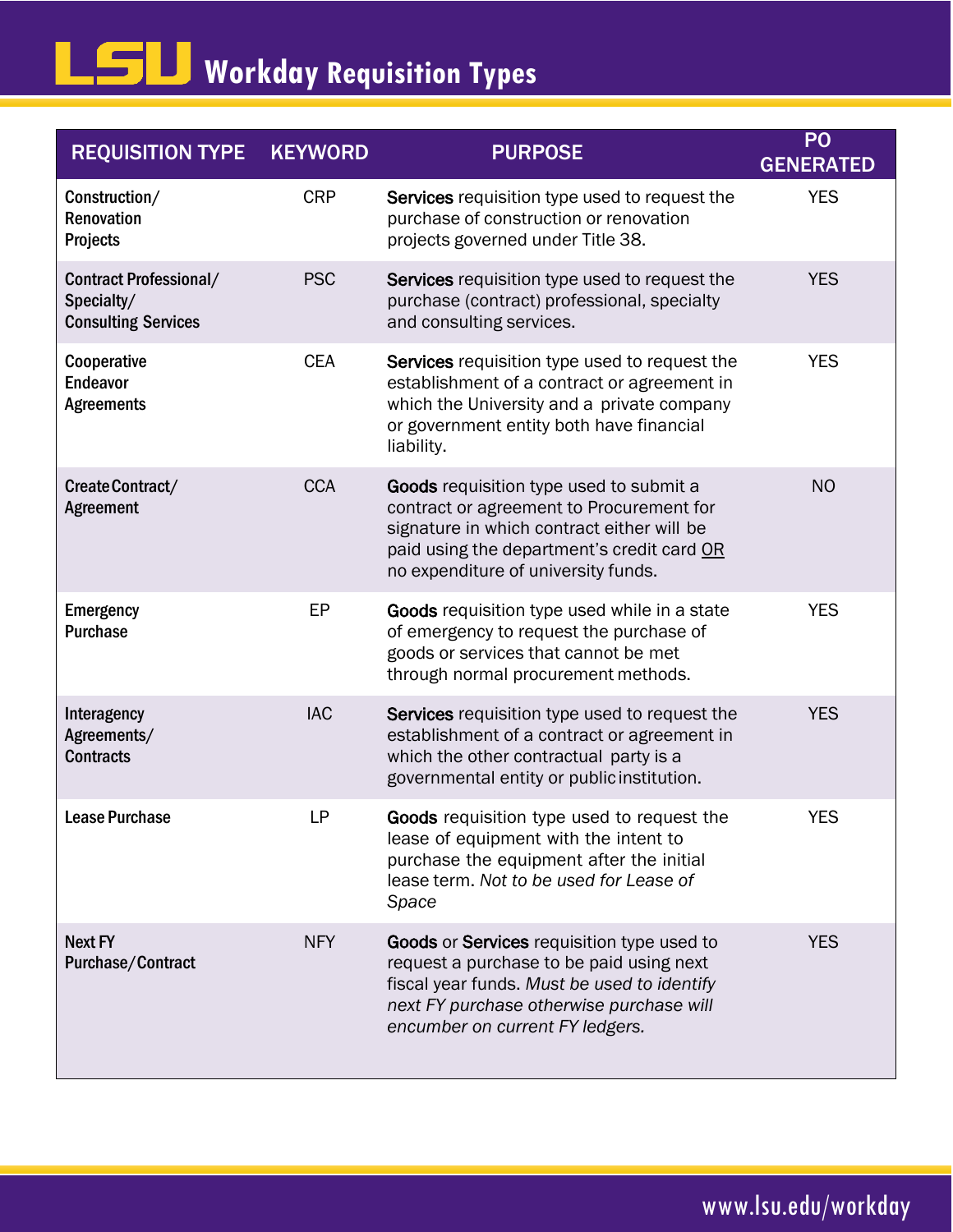# LSU Workday Requisition Types

| REQUISITION TYPE | KEYWORD | PURPOSE | PO GENERATED |
|---|---|---|---|
| **Construction/ Renovation Projects** | CRP | **Services** requisition type used to request the purchase of construction or renovation projects governed under Title 38. | YES |
| **Contract Professional/ Specialty/ Consulting Services** | PSC | **Services** requisition type used to request the purchase (contract) professional, specialty and consulting services. | YES |
| **Cooperative Endeavor Agreements** | CEA | **Services** requisition type used to request the establishment of a contract or agreement in which the University and a private company or government entity both have financial liability. | YES |
| **Create Contract/ Agreement** | CCA | **Goods** requisition type used to submit a contract or agreement to Procurement for signature in which contract either will be paid using the department's credit card OR no expenditure of university funds. | NO |
| **Emergency Purchase** | EP | **Goods** requisition type used while in a state of emergency to request the purchase of goods or services that cannot be met through normal procurement methods. | YES |
| **Interagency Agreements/ Contracts** | IAC | **Services** requisition type used to request the establishment of a contract or agreement in which the other contractual party is a governmental entity or public institution. | YES |
| **Lease Purchase** | LP | **Goods** requisition type used to request the lease of equipment with the intent to purchase the equipment after the initial lease term. *Not to be used for Lease of Space* | YES |
| **Next FY Purchase/Contract** | NFY | **Goods** or **Services** requisition type used to request a purchase to be paid using next fiscal year funds. *Must be used to identify next FY purchase otherwise purchase will encumber on current FY ledgers.* | YES |

www.lsu.edu/workday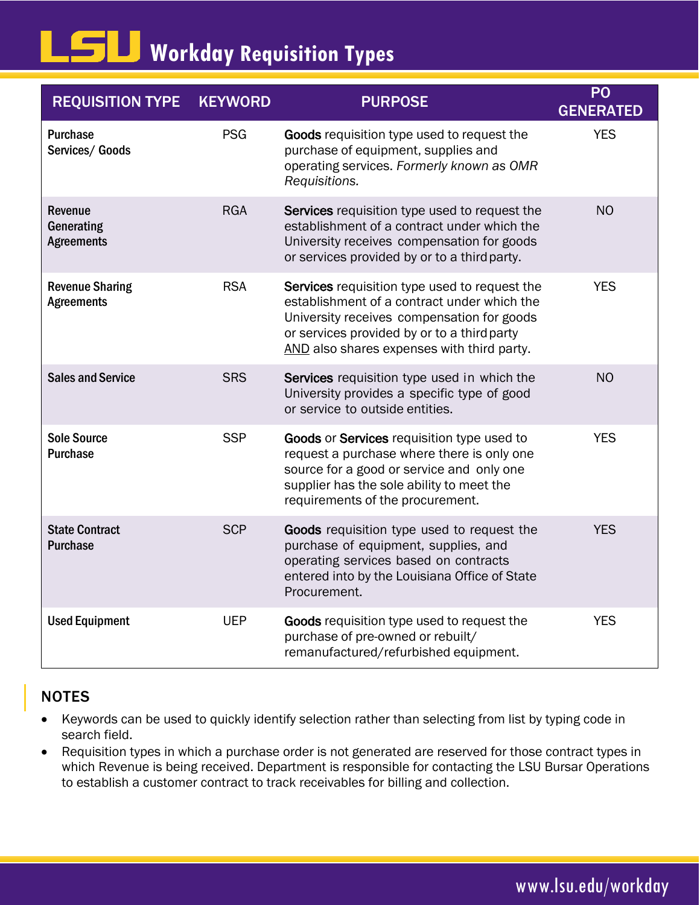# LSU Workday Requisition Types

| REQUISITION TYPE | KEYWORD | PURPOSE | PO GENERATED |
|---|---|---|---|
| Purchase Services/ Goods | PSG | **Goods** requisition type used to request the purchase of equipment, supplies and operating services. *Formerly known as OMR Requisitions.* | YES |
| Revenue Generating Agreements | RGA | **Services** requisition type used to request the establishment of a contract under which the University receives compensation for goods or services provided by or to a third party. | NO |
| Revenue Sharing Agreements | RSA | **Services** requisition type used to request the establishment of a contract under which the University receives compensation for goods or services provided by or to a third party AND also shares expenses with third party. | YES |
| Sales and Service | SRS | **Services** requisition type used in which the University provides a specific type of good or service to outside entities. | NO |
| Sole Source Purchase | SSP | **Goods** or **Services** requisition type used to request a purchase where there is only one source for a good or service and only one supplier has the sole ability to meet the requirements of the procurement. | YES |
| State Contract Purchase | SCP | **Goods** requisition type used to request the purchase of equipment, supplies, and operating services based on contracts entered into by the Louisiana Office of State Procurement. | YES |
| Used Equipment | UEP | **Goods** requisition type used to request the purchase of pre-owned or rebuilt/ remanufactured/refurbished equipment. | YES |

## NOTES

- Keywords can be used to quickly identify selection rather than selecting from list by typing code in search field.
- Requisition types in which a purchase order is not generated are reserved for those contract types in which Revenue is being received. Department is responsible for contacting the LSU Bursar Operations to establish a customer contract to track receivables for billing and collection.

www.lsu.edu/workday